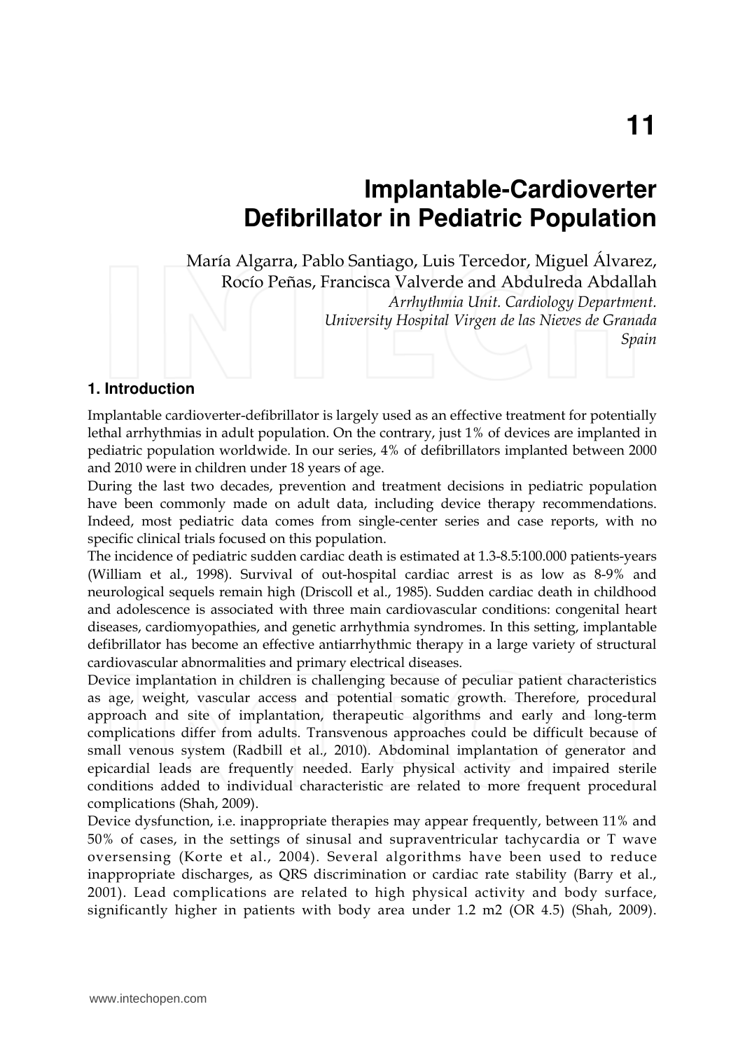# 11

# Implantable-Cardioverter Defibrillator in Pediatric Population

María Algarra, Pablo Santiago, Luis Tercedor, Miguel Álvarez, Rocío Peñas, Francisca Valverde and Abdulreda Abdallah

*Arrhythmia Unit. Cardiology Department. University Hospital Virgen de las Nieves de Granada Spain*

## 1. Introduction

Implantable cardioverter-defibrillator is largely used as an effective treatment for potentially lethal arrhythmias in adult population. On the contrary, just 1% of devices are implanted in pediatric population worldwide. In our series, 4% of defibrillators implanted between 2000 and 2010 were in children under 18 years of age.

During the last two decades, prevention and treatment decisions in pediatric population have been commonly made on adult data, including device therapy recommendations. Indeed, most pediatric data comes from single-center series and case reports, with no specific clinical trials focused on this population.

The incidence of pediatric sudden cardiac death is estimated at 1.3-8.5:100.000 patients-years (William et al., 1998). Survival of out-hospital cardiac arrest is as low as 8-9% and neurological sequels remain high (Driscoll et al., 1985). Sudden cardiac death in childhood and adolescence is associated with three main cardiovascular conditions: congenital heart diseases, cardiomyopathies, and genetic arrhythmia syndromes. In this setting, implantable defibrillator has become an effective antiarrhythmic therapy in a large variety of structural cardiovascular abnormalities and primary electrical diseases.

Device implantation in children is challenging because of peculiar patient characteristics as age, weight, vascular access and potential somatic growth. Therefore, procedural approach and site of implantation, therapeutic algorithms and early and long-term complications differ from adults. Transvenous approaches could be difficult because of small venous system (Radbill et al., 2010). Abdominal implantation of generator and epicardial leads are frequently needed. Early physical activity and impaired sterile conditions added to individual characteristic are related to more frequent procedural complications (Shah, 2009).

Device dysfunction, i.e. inappropriate therapies may appear frequently, between 11% and 50% of cases, in the settings of sinusal and supraventricular tachycardia or T wave oversensing (Korte et al., 2004). Several algorithms have been used to reduce inappropriate discharges, as QRS discrimination or cardiac rate stability (Barry et al., 2001). Lead complications are related to high physical activity and body surface, significantly higher in patients with body area under 1.2 $m^2$ (OR 4.5) (Shah, 2009).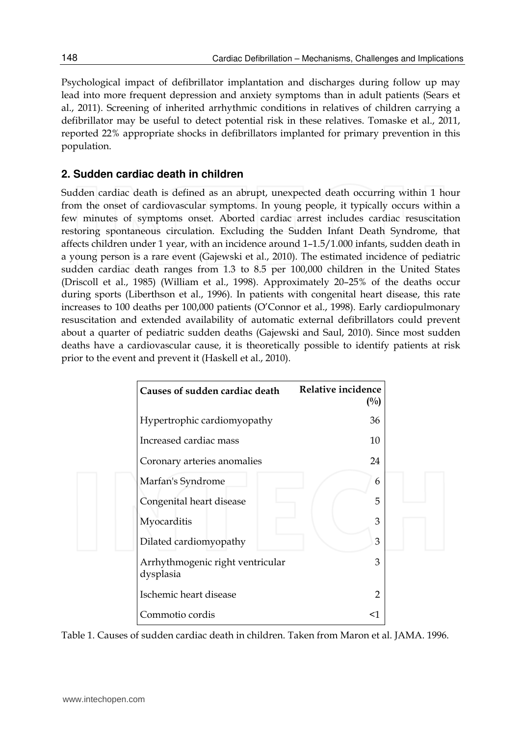Psychological impact of defibrillator implantation and discharges during follow up may lead into more frequent depression and anxiety symptoms than in adult patients (Sears et al., 2011). Screening of inherited arrhythmic conditions in relatives of children carrying a defibrillator may be useful to detect potential risk in these relatives. Tomaske et al., 2011, reported 22% appropriate shocks in defibrillators implanted for primary prevention in this population.

## 2. Sudden cardiac death in children

Sudden cardiac death is defined as an abrupt, unexpected death occurring within 1 hour from the onset of cardiovascular symptoms. In young people, it typically occurs within a few minutes of symptoms onset. Aborted cardiac arrest includes cardiac resuscitation restoring spontaneous circulation. Excluding the Sudden Infant Death Syndrome, that affects children under 1 year, with an incidence around 1–1.5/1.000 infants, sudden death in a young person is a rare event (Gajewski et al., 2010). The estimated incidence of pediatric sudden cardiac death ranges from 1.3 to 8.5 per 100,000 children in the United States (Driscoll et al., 1985) (William et al., 1998). Approximately 20–25% of the deaths occur during sports (Liberthson et al., 1996). In patients with congenital heart disease, this rate increases to 100 deaths per 100,000 patients (O'Connor et al., 1998). Early cardiopulmonary resuscitation and extended availability of automatic external defibrillators could prevent about a quarter of pediatric sudden deaths (Gajewski and Saul, 2010). Since most sudden deaths have a cardiovascular cause, it is theoretically possible to identify patients at risk prior to the event and prevent it (Haskell et al., 2010).

| Causes of sudden cardiac death | Relative incidence (%) |
|---|---|
| Hypertrophic cardiomyopathy | 36 |
| Increased cardiac mass | 10 |
| Coronary arteries anomalies | 24 |
| Marfan's Syndrome | 6 |
| Congenital heart disease | 5 |
| Myocarditis | 3 |
| Dilated cardiomyopathy | 3 |
| Arrhythmogenic right ventricular dysplasia | 3 |
| Ischemic heart disease | 2 |
| Commotio cordis | <1 |

Table 1. Causes of sudden cardiac death in children. Taken from Maron et al. JAMA. 1996.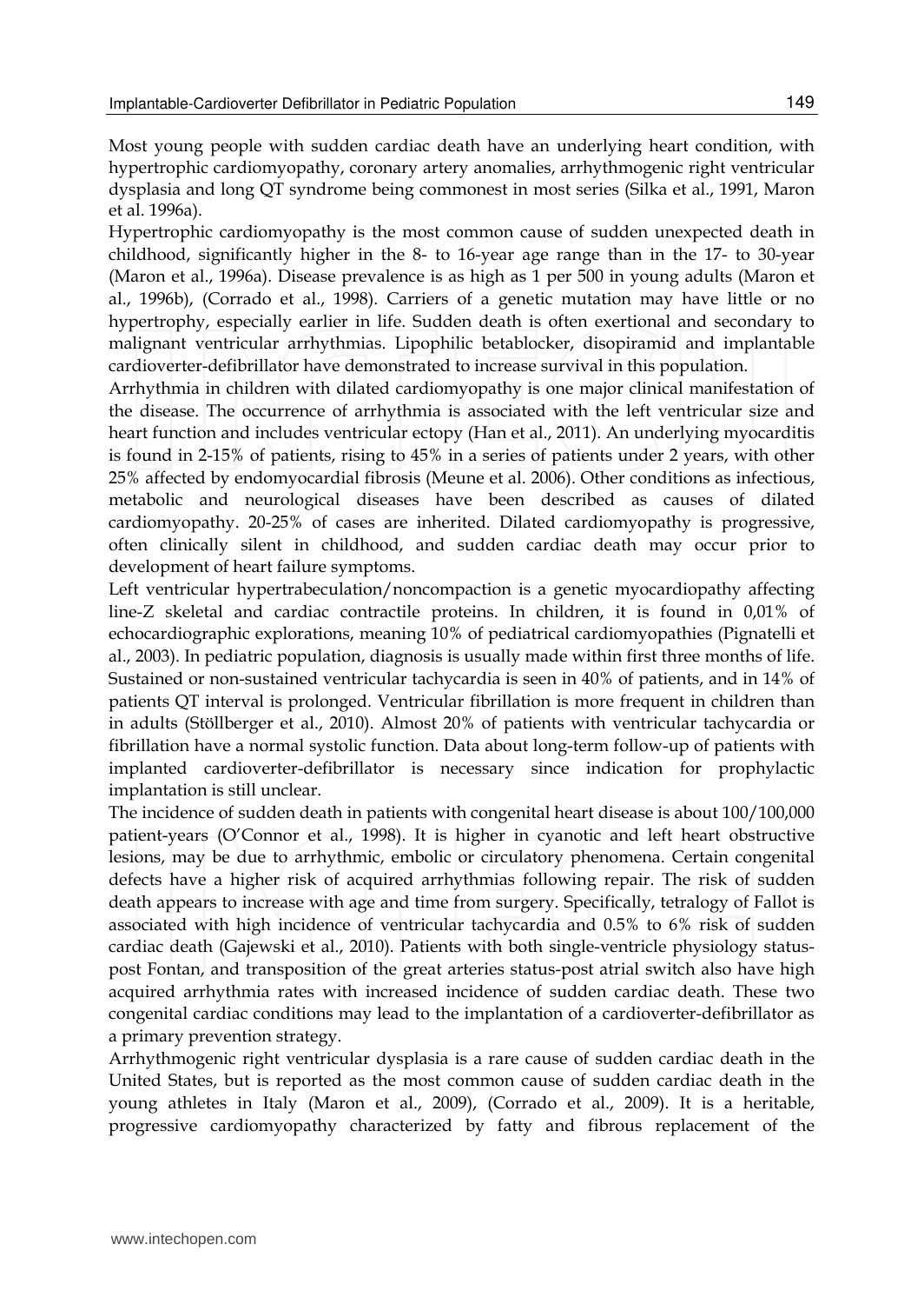Most young people with sudden cardiac death have an underlying heart condition, with hypertrophic cardiomyopathy, coronary artery anomalies, arrhythmogenic right ventricular dysplasia and long QT syndrome being commonest in most series (Silka et al., 1991, Maron et al. 1996a).

Hypertrophic cardiomyopathy is the most common cause of sudden unexpected death in childhood, significantly higher in the 8- to 16-year age range than in the 17- to 30-year (Maron et al., 1996a). Disease prevalence is as high as 1 per 500 in young adults (Maron et al., 1996b), (Corrado et al., 1998). Carriers of a genetic mutation may have little or no hypertrophy, especially earlier in life. Sudden death is often exertional and secondary to malignant ventricular arrhythmias. Lipophilic betablocker, disopiramid and implantable cardioverter-defibrillator have demonstrated to increase survival in this population.

Arrhythmia in children with dilated cardiomyopathy is one major clinical manifestation of the disease. The occurrence of arrhythmia is associated with the left ventricular size and heart function and includes ventricular ectopy (Han et al., 2011). An underlying myocarditis is found in 2-15% of patients, rising to 45% in a series of patients under 2 years, with other 25% affected by endomyocardial fibrosis (Meune et al. 2006). Other conditions as infectious, metabolic and neurological diseases have been described as causes of dilated cardiomyopathy. 20-25% of cases are inherited. Dilated cardiomyopathy is progressive, often clinically silent in childhood, and sudden cardiac death may occur prior to development of heart failure symptoms.

Left ventricular hypertrabeculation/noncompaction is a genetic myocardiopathy affecting line-Z skeletal and cardiac contractile proteins. In children, it is found in 0,01% of echocardiographic explorations, meaning 10% of pediatrical cardiomyopathies (Pignatelli et al., 2003). In pediatric population, diagnosis is usually made within first three months of life. Sustained or non-sustained ventricular tachycardia is seen in 40% of patients, and in 14% of patients QT interval is prolonged. Ventricular fibrillation is more frequent in children than in adults (Stöllberger et al., 2010). Almost 20% of patients with ventricular tachycardia or fibrillation have a normal systolic function. Data about long-term follow-up of patients with implanted cardioverter-defibrillator is necessary since indication for prophylactic implantation is still unclear.

The incidence of sudden death in patients with congenital heart disease is about 100/100,000 patient-years (O'Connor et al., 1998). It is higher in cyanotic and left heart obstructive lesions, may be due to arrhythmic, embolic or circulatory phenomena. Certain congenital defects have a higher risk of acquired arrhythmias following repair. The risk of sudden death appears to increase with age and time from surgery. Specifically, tetralogy of Fallot is associated with high incidence of ventricular tachycardia and 0.5% to 6% risk of sudden cardiac death (Gajewski et al., 2010). Patients with both single-ventricle physiology status-post Fontan, and transposition of the great arteries status-post atrial switch also have high acquired arrhythmia rates with increased incidence of sudden cardiac death. These two congenital cardiac conditions may lead to the implantation of a cardioverter-defibrillator as a primary prevention strategy.

Arrhythmogenic right ventricular dysplasia is a rare cause of sudden cardiac death in the United States, but is reported as the most common cause of sudden cardiac death in the young athletes in Italy (Maron et al., 2009), (Corrado et al., 2009). It is a heritable, progressive cardiomyopathy characterized by fatty and fibrous replacement of the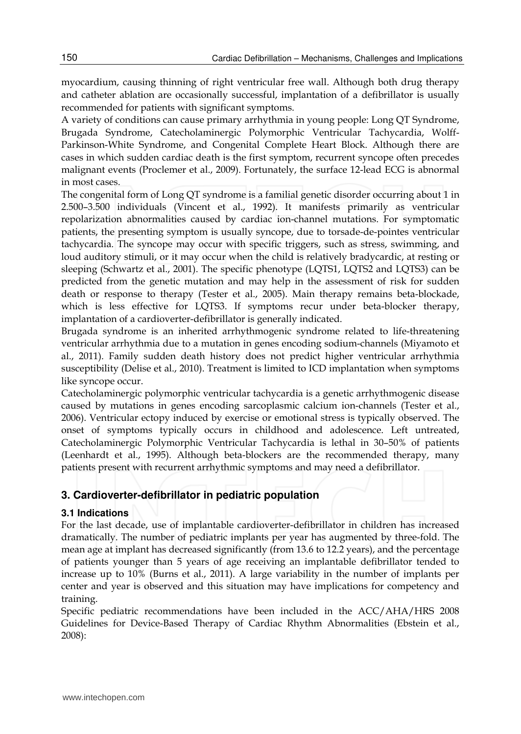myocardium, causing thinning of right ventricular free wall. Although both drug therapy and catheter ablation are occasionally successful, implantation of a defibrillator is usually recommended for patients with significant symptoms.

A variety of conditions can cause primary arrhythmia in young people: Long QT Syndrome, Brugada Syndrome, Catecholaminergic Polymorphic Ventricular Tachycardia, Wolff-Parkinson-White Syndrome, and Congenital Complete Heart Block. Although there are cases in which sudden cardiac death is the first symptom, recurrent syncope often precedes malignant events (Proclemer et al., 2009). Fortunately, the surface 12-lead ECG is abnormal in most cases.

The congenital form of Long QT syndrome is a familial genetic disorder occurring about 1 in 2.500–3.500 individuals (Vincent et al., 1992). It manifests primarily as ventricular repolarization abnormalities caused by cardiac ion-channel mutations. For symptomatic patients, the presenting symptom is usually syncope, due to torsade-de-pointes ventricular tachycardia. The syncope may occur with specific triggers, such as stress, swimming, and loud auditory stimuli, or it may occur when the child is relatively bradycardic, at resting or sleeping (Schwartz et al., 2001). The specific phenotype (LQTS1, LQTS2 and LQTS3) can be predicted from the genetic mutation and may help in the assessment of risk for sudden death or response to therapy (Tester et al., 2005). Main therapy remains beta-blockade, which is less effective for LQTS3. If symptoms recur under beta-blocker therapy, implantation of a cardioverter-defibrillator is generally indicated.

Brugada syndrome is an inherited arrhythmogenic syndrome related to life-threatening ventricular arrhythmia due to a mutation in genes encoding sodium-channels (Miyamoto et al., 2011). Family sudden death history does not predict higher ventricular arrhythmia susceptibility (Delise et al., 2010). Treatment is limited to ICD implantation when symptoms like syncope occur.

Catecholaminergic polymorphic ventricular tachycardia is a genetic arrhythmogenic disease caused by mutations in genes encoding sarcoplasmic calcium ion-channels (Tester et al., 2006). Ventricular ectopy induced by exercise or emotional stress is typically observed. The onset of symptoms typically occurs in childhood and adolescence. Left untreated, Catecholaminergic Polymorphic Ventricular Tachycardia is lethal in 30–50% of patients (Leenhardt et al., 1995). Although beta-blockers are the recommended therapy, many patients present with recurrent arrhythmic symptoms and may need a defibrillator.

## 3. Cardioverter-defibrillator in pediatric population

### 3.1 Indications

For the last decade, use of implantable cardioverter-defibrillator in children has increased dramatically. The number of pediatric implants per year has augmented by three-fold. The mean age at implant has decreased significantly (from 13.6 to 12.2 years), and the percentage of patients younger than 5 years of age receiving an implantable defibrillator tended to increase up to 10% (Burns et al., 2011). A large variability in the number of implants per center and year is observed and this situation may have implications for competency and training.

Specific pediatric recommendations have been included in the ACC/AHA/HRS 2008 Guidelines for Device-Based Therapy of Cardiac Rhythm Abnormalities (Ebstein et al., 2008):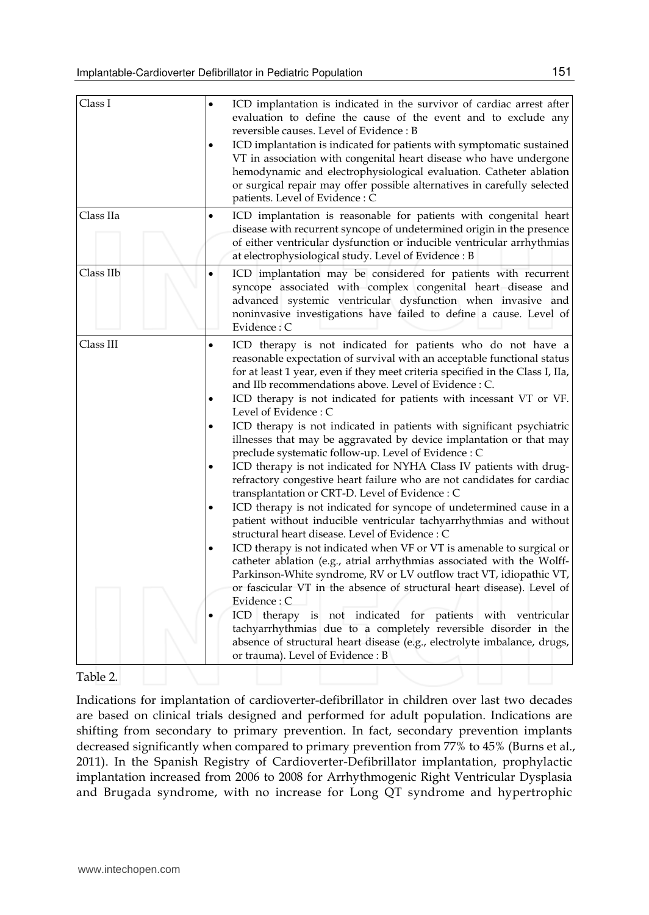| | |
|---|---|
| Class I | • ICD implantation is indicated in the survivor of cardiac arrest after evaluation to define the cause of the event and to exclude any reversible causes. Level of Evidence : B<br>• ICD implantation is indicated for patients with symptomatic sustained VT in association with congenital heart disease who have undergone hemodynamic and electrophysiological evaluation. Catheter ablation or surgical repair may offer possible alternatives in carefully selected patients. Level of Evidence : C |
| Class IIa | • ICD implantation is reasonable for patients with congenital heart disease with recurrent syncope of undetermined origin in the presence of either ventricular dysfunction or inducible ventricular arrhythmias at electrophysiological study. Level of Evidence : B |
| Class IIb | • ICD implantation may be considered for patients with recurrent syncope associated with complex congenital heart disease and advanced systemic ventricular dysfunction when invasive and noninvasive investigations have failed to define a cause. Level of Evidence : C |
| Class III | • ICD therapy is not indicated for patients who do not have a reasonable expectation of survival with an acceptable functional status for at least 1 year, even if they meet criteria specified in the Class I, IIa, and IIb recommendations above. Level of Evidence : C.<br>• ICD therapy is not indicated for patients with incessant VT or VF. Level of Evidence : C<br>• ICD therapy is not indicated in patients with significant psychiatric illnesses that may be aggravated by device implantation or that may preclude systematic follow-up. Level of Evidence : C<br>• ICD therapy is not indicated for NYHA Class IV patients with drug-refractory congestive heart failure who are not candidates for cardiac transplantation or CRT-D. Level of Evidence : C<br>• ICD therapy is not indicated for syncope of undetermined cause in a patient without inducible ventricular tachyarrhythmias and without structural heart disease. Level of Evidence : C<br>• ICD therapy is not indicated when VF or VT is amenable to surgical or catheter ablation (e.g., atrial arrhythmias associated with the Wolff-Parkinson-White syndrome, RV or LV outflow tract VT, idiopathic VT, or fascicular VT in the absence of structural heart disease). Level of Evidence : C<br>• ICD therapy is not indicated for patients with ventricular tachyarrhythmias due to a completely reversible disorder in the absence of structural heart disease (e.g., electrolyte imbalance, drugs, or trauma). Level of Evidence : B |

Table 2.

Indications for implantation of cardioverter-defibrillator in children over last two decades are based on clinical trials designed and performed for adult population. Indications are shifting from secondary to primary prevention. In fact, secondary prevention implants decreased significantly when compared to primary prevention from 77% to 45% (Burns et al., 2011). In the Spanish Registry of Cardioverter-Defibrillator implantation, prophylactic implantation increased from 2006 to 2008 for Arrhythmogenic Right Ventricular Dysplasia and Brugada syndrome, with no increase for Long QT syndrome and hypertrophic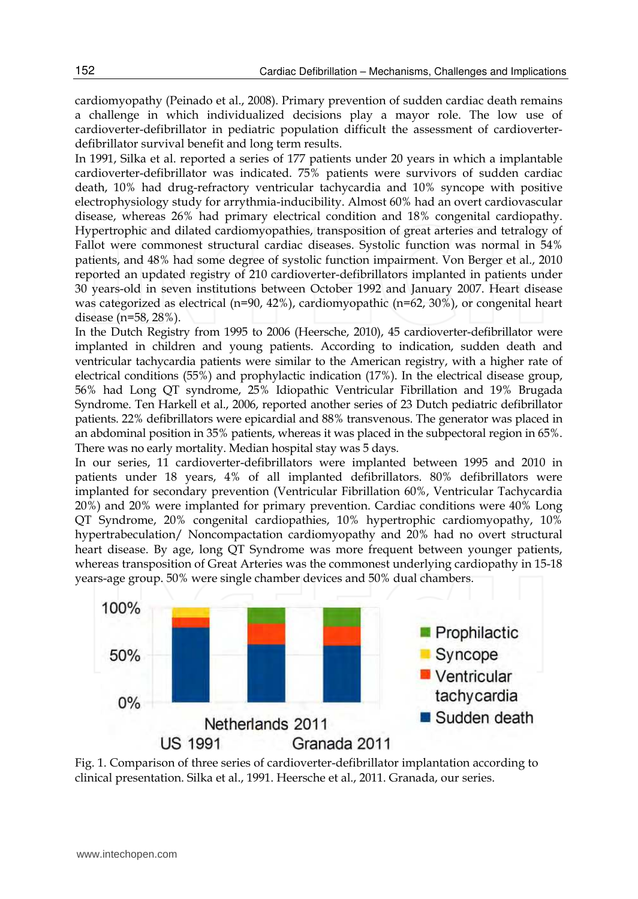cardiomyopathy (Peinado et al., 2008). Primary prevention of sudden cardiac death remains a challenge in which individualized decisions play a mayor role. The low use of cardioverter-defibrillator in pediatric population difficult the assessment of cardioverter-defibrillator survival benefit and long term results.

In 1991, Silka et al. reported a series of 177 patients under 20 years in which a implantable cardioverter-defibrillator was indicated. 75% patients were survivors of sudden cardiac death, 10% had drug-refractory ventricular tachycardia and 10% syncope with positive electrophysiology study for arrythmia-inducibility. Almost 60% had an overt cardiovascular disease, whereas 26% had primary electrical condition and 18% congenital cardiopathy. Hypertrophic and dilated cardiomyopathies, transposition of great arteries and tetralogy of Fallot were commonest structural cardiac diseases. Systolic function was normal in 54% patients, and 48% had some degree of systolic function impairment. Von Berger et al., 2010 reported an updated registry of 210 cardioverter-defibrillators implanted in patients under 30 years-old in seven institutions between October 1992 and January 2007. Heart disease was categorized as electrical (n=90, 42%), cardiomyopathic (n=62, 30%), or congenital heart disease (n=58, 28%).

In the Dutch Registry from 1995 to 2006 (Heersche, 2010), 45 cardioverter-defibrillator were implanted in children and young patients. According to indication, sudden death and ventricular tachycardia patients were similar to the American registry, with a higher rate of electrical conditions (55%) and prophylactic indication (17%). In the electrical disease group, 56% had Long QT syndrome, 25% Idiopathic Ventricular Fibrillation and 19% Brugada Syndrome. Ten Harkell et al., 2006, reported another series of 23 Dutch pediatric defibrillator patients. 22% defibrillators were epicardial and 88% transvenous. The generator was placed in an abdominal position in 35% patients, whereas it was placed in the subpectoral region in 65%. There was no early mortality. Median hospital stay was 5 days.

In our series, 11 cardioverter-defibrillators were implanted between 1995 and 2010 in patients under 18 years, 4% of all implanted defibrillators. 80% defibrillators were implanted for secondary prevention (Ventricular Fibrillation 60%, Ventricular Tachycardia 20%) and 20% were implanted for primary prevention. Cardiac conditions were 40% Long QT Syndrome, 20% congenital cardiopathies, 10% hypertrophic cardiomyopathy, 10% hypertrabeculation/ Noncompactation cardiomyopathy and 20% had no overt structural heart disease. By age, long QT Syndrome was more frequent between younger patients, whereas transposition of Great Arteries was the commonest underlying cardiopathy in 15-18 years-age group. 50% were single chamber devices and 50% dual chambers.

Fig. 1. Comparison of three series of cardioverter-defibrillator implantation according to clinical presentation. Silka et al., 1991. Heersche et al., 2011. Granada, our series.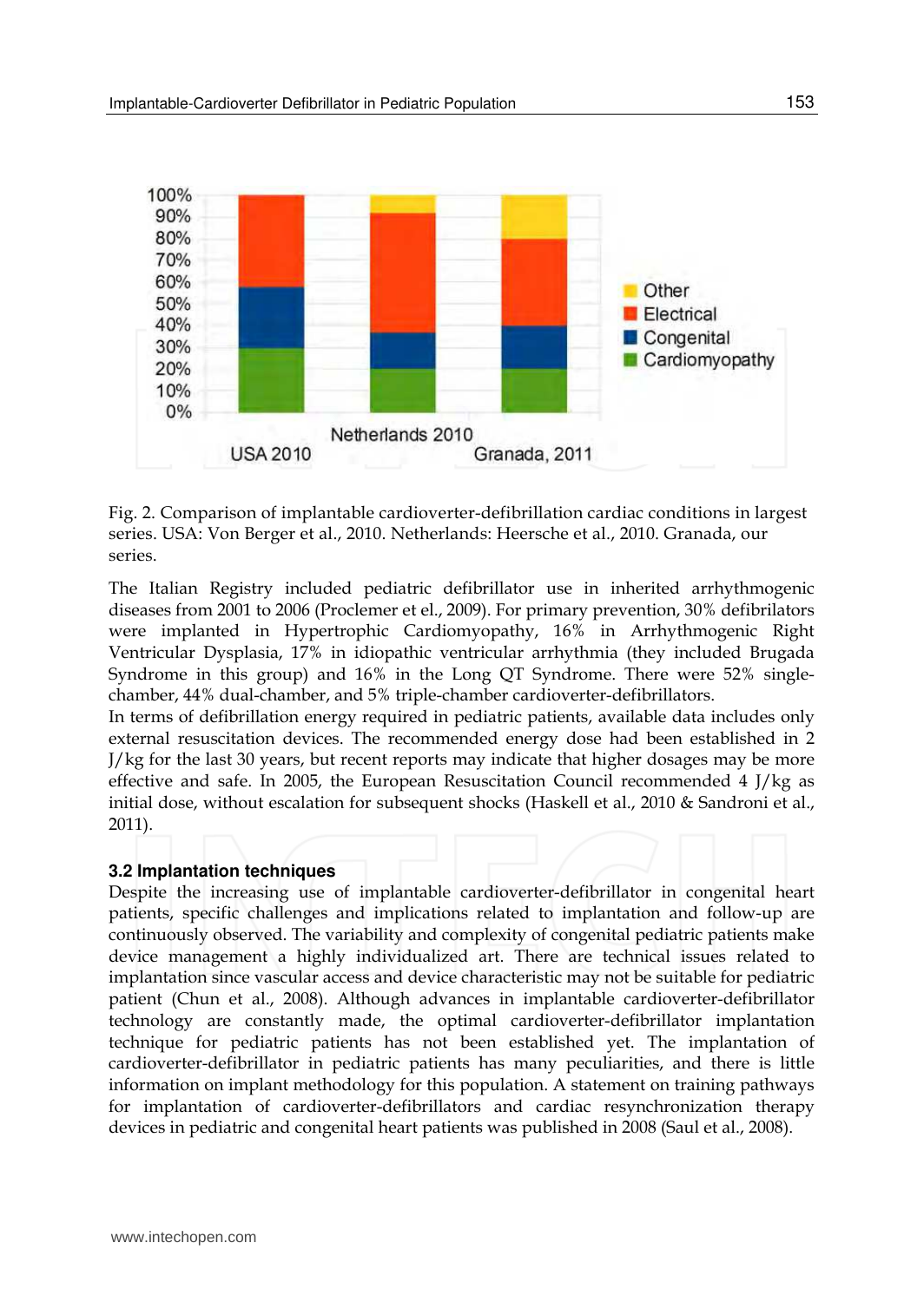Fig. 2. Comparison of implantable cardioverter-defibrillation cardiac conditions in largest series. USA: Von Berger et al., 2010. Netherlands: Heersche et al., 2010. Granada, our series.

The Italian Registry included pediatric defibrillator use in inherited arrhythmogenic diseases from 2001 to 2006 (Proclemer et el., 2009). For primary prevention, 30% defibrilators were implanted in Hypertrophic Cardiomyopathy, 16% in Arrhythmogenic Right Ventricular Dysplasia, 17% in idiopathic ventricular arrhythmia (they included Brugada Syndrome in this group) and 16% in the Long QT Syndrome. There were 52% single-chamber, 44% dual-chamber, and 5% triple-chamber cardioverter-defibrillators.

In terms of defibrillation energy required in pediatric patients, available data includes only external resuscitation devices. The recommended energy dose had been established in 2 J/kg for the last 30 years, but recent reports may indicate that higher dosages may be more effective and safe. In 2005, the European Resuscitation Council recommended 4 J/kg as initial dose, without escalation for subsequent shocks (Haskell et al., 2010 & Sandroni et al., 2011).

### 3.2 Implantation techniques

Despite the increasing use of implantable cardioverter-defibrillator in congenital heart patients, specific challenges and implications related to implantation and follow-up are continuously observed. The variability and complexity of congenital pediatric patients make device management a highly individualized art. There are technical issues related to implantation since vascular access and device characteristic may not be suitable for pediatric patient (Chun et al., 2008). Although advances in implantable cardioverter-defibrillator technology are constantly made, the optimal cardioverter-defibrillator implantation technique for pediatric patients has not been established yet. The implantation of cardioverter-defibrillator in pediatric patients has many peculiarities, and there is little information on implant methodology for this population. A statement on training pathways for implantation of cardioverter-defibrillators and cardiac resynchronization therapy devices in pediatric and congenital heart patients was published in 2008 (Saul et al., 2008).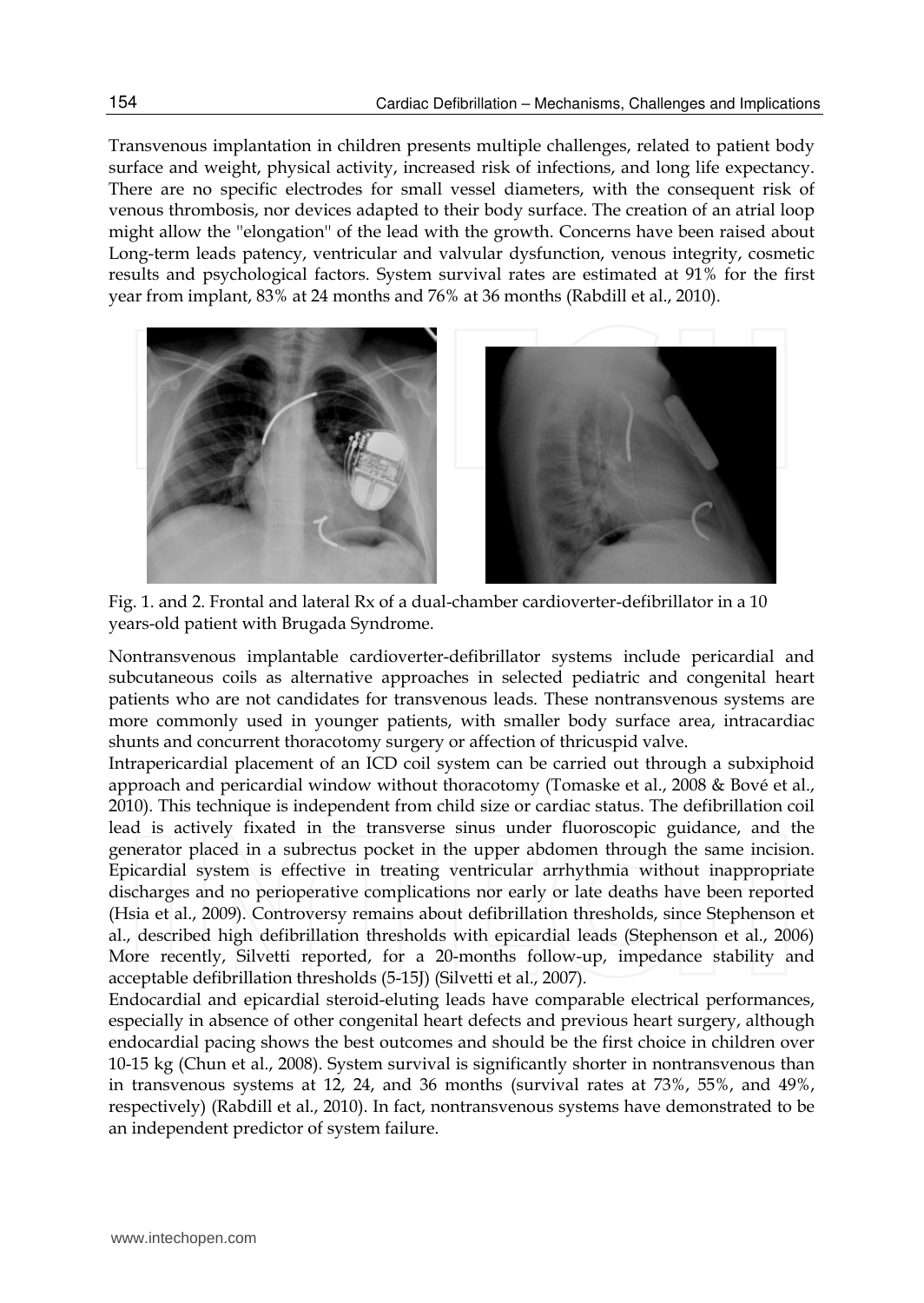Transvenous implantation in children presents multiple challenges, related to patient body surface and weight, physical activity, increased risk of infections, and long life expectancy. There are no specific electrodes for small vessel diameters, with the consequent risk of venous thrombosis, nor devices adapted to their body surface. The creation of an atrial loop might allow the "elongation" of the lead with the growth. Concerns have been raised about Long-term leads patency, ventricular and valvular dysfunction, venous integrity, cosmetic results and psychological factors. System survival rates are estimated at 91% for the first year from implant, 83% at 24 months and 76% at 36 months (Rabdill et al., 2010).

Fig. 1. and 2. Frontal and lateral Rx of a dual-chamber cardioverter-defibrillator in a 10 years-old patient with Brugada Syndrome.

Nontransvenous implantable cardioverter-defibrillator systems include pericardial and subcutaneous coils as alternative approaches in selected pediatric and congenital heart patients who are not candidates for transvenous leads. These nontransvenous systems are more commonly used in younger patients, with smaller body surface area, intracardiac shunts and concurrent thoracotomy surgery or affection of thricuspid valve.

Intrapericardial placement of an ICD coil system can be carried out through a subxiphoid approach and pericardial window without thoracotomy (Tomaske et al., 2008 & Bové et al., 2010). This technique is independent from child size or cardiac status. The defibrillation coil lead is actively fixated in the transverse sinus under fluoroscopic guidance, and the generator placed in a subrectus pocket in the upper abdomen through the same incision. Epicardial system is effective in treating ventricular arrhythmia without inappropriate discharges and no perioperative complications nor early or late deaths have been reported (Hsia et al., 2009). Controversy remains about defibrillation thresholds, since Stephenson et al., described high defibrillation thresholds with epicardial leads (Stephenson et al., 2006) More recently, Silvetti reported, for a 20-months follow-up, impedance stability and acceptable defibrillation thresholds (5-15J) (Silvetti et al., 2007).

Endocardial and epicardial steroid-eluting leads have comparable electrical performances, especially in absence of other congenital heart defects and previous heart surgery, although endocardial pacing shows the best outcomes and should be the first choice in children over 10-15 kg (Chun et al., 2008). System survival is significantly shorter in nontransvenous than in transvenous systems at 12, 24, and 36 months (survival rates at 73%, 55%, and 49%, respectively) (Rabdill et al., 2010). In fact, nontransvenous systems have demonstrated to be an independent predictor of system failure.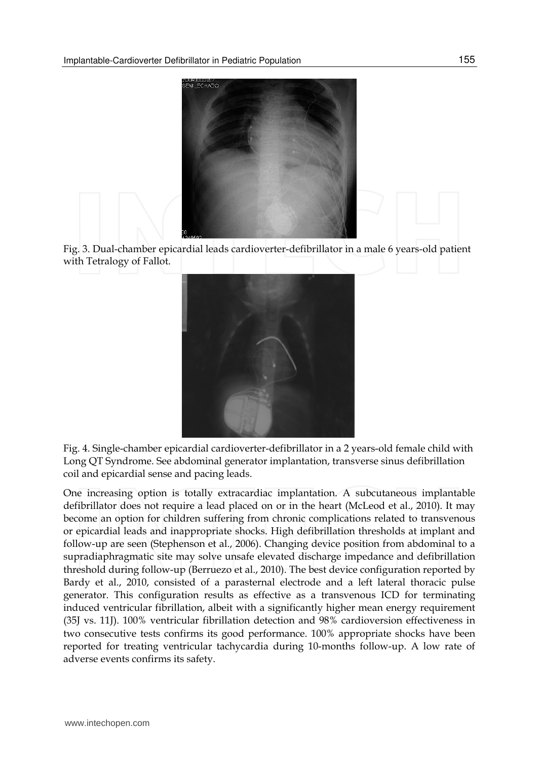Fig. 3. Dual-chamber epicardial leads cardioverter-defibrillator in a male 6 years-old patient with Tetralogy of Fallot.

Fig. 4. Single-chamber epicardial cardioverter-defibrillator in a 2 years-old female child with Long QT Syndrome. See abdominal generator implantation, transverse sinus defibrillation coil and epicardial sense and pacing leads.

One increasing option is totally extracardiac implantation. A subcutaneous implantable defibrillator does not require a lead placed on or in the heart (McLeod et al., 2010). It may become an option for children suffering from chronic complications related to transvenous or epicardial leads and inappropriate shocks. High defibrillation thresholds at implant and follow-up are seen (Stephenson et al., 2006). Changing device position from abdominal to a supradiaphragmatic site may solve unsafe elevated discharge impedance and defibrillation threshold during follow-up (Berruezo et al., 2010). The best device configuration reported by Bardy et al., 2010, consisted of a parasternal electrode and a left lateral thoracic pulse generator. This configuration results as effective as a transvenous ICD for terminating induced ventricular fibrillation, albeit with a significantly higher mean energy requirement (35J vs. 11J). 100% ventricular fibrillation detection and 98% cardioversion effectiveness in two consecutive tests confirms its good performance. 100% appropriate shocks have been reported for treating ventricular tachycardia during 10-months follow-up. A low rate of adverse events confirms its safety.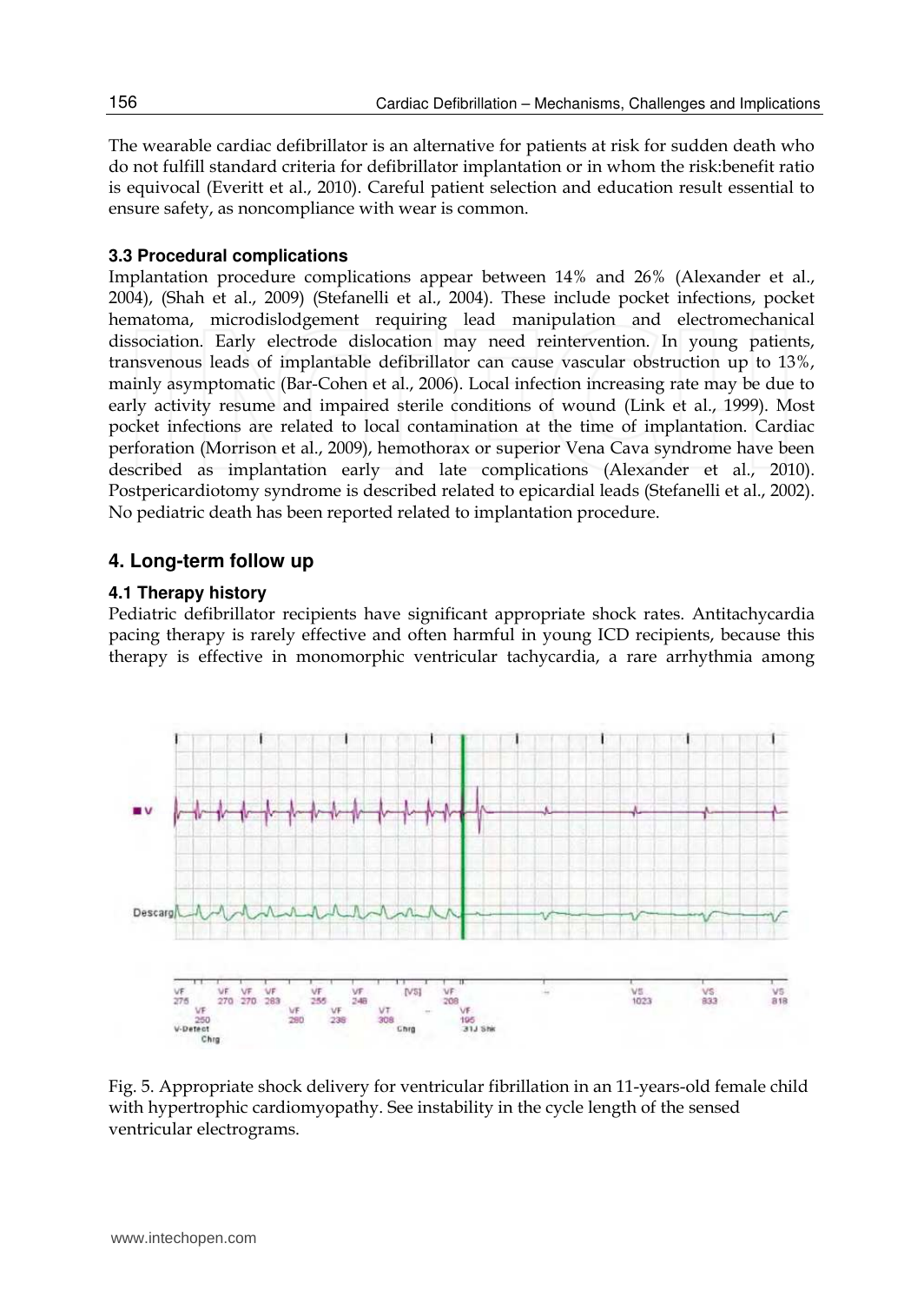The wearable cardiac defibrillator is an alternative for patients at risk for sudden death who do not fulfill standard criteria for defibrillator implantation or in whom the risk:benefit ratio is equivocal (Everitt et al., 2010). Careful patient selection and education result essential to ensure safety, as noncompliance with wear is common.

### 3.3 Procedural complications

Implantation procedure complications appear between 14% and 26% (Alexander et al., 2004), (Shah et al., 2009) (Stefanelli et al., 2004). These include pocket infections, pocket hematoma, microdislodgement requiring lead manipulation and electromechanical dissociation. Early electrode dislocation may need reintervention. In young patients, transvenous leads of implantable defibrillator can cause vascular obstruction up to 13%, mainly asymptomatic (Bar-Cohen et al., 2006). Local infection increasing rate may be due to early activity resume and impaired sterile conditions of wound (Link et al., 1999). Most pocket infections are related to local contamination at the time of implantation. Cardiac perforation (Morrison et al., 2009), hemothorax or superior Vena Cava syndrome have been described as implantation early and late complications (Alexander et al., 2010). Postpericardiotomy syndrome is described related to epicardial leads (Stefanelli et al., 2002). No pediatric death has been reported related to implantation procedure.

## 4. Long-term follow up

### 4.1 Therapy history

Pediatric defibrillator recipients have significant appropriate shock rates. Antitachycardia pacing therapy is rarely effective and often harmful in young ICD recipients, because this therapy is effective in monomorphic ventricular tachycardia, a rare arrhythmia among

Fig. 5. Appropriate shock delivery for ventricular fibrillation in an 11-years-old female child with hypertrophic cardiomyopathy. See instability in the cycle length of the sensed ventricular electrograms.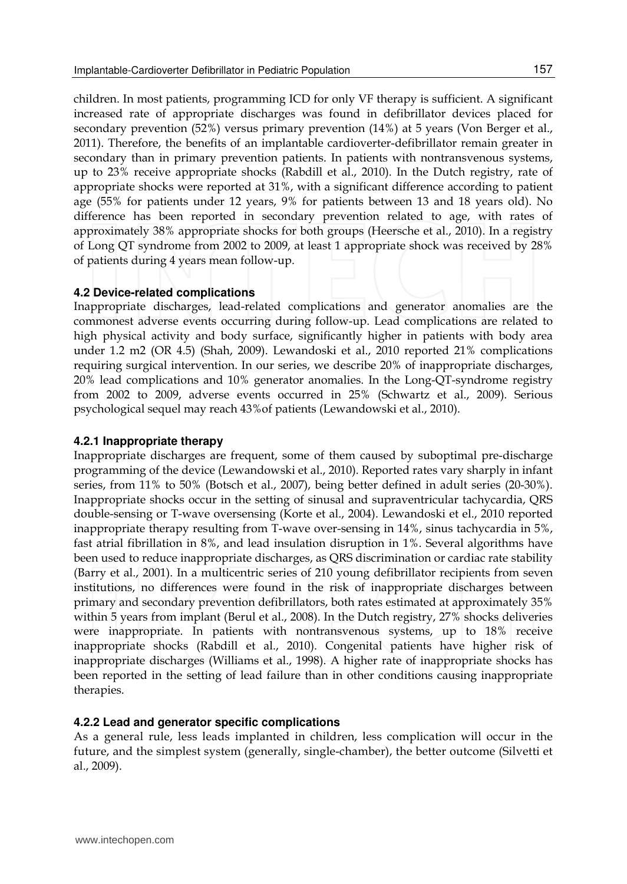children. In most patients, programming ICD for only VF therapy is sufficient. A significant increased rate of appropriate discharges was found in defibrillator devices placed for secondary prevention (52%) versus primary prevention (14%) at 5 years (Von Berger et al., 2011). Therefore, the benefits of an implantable cardioverter-defibrillator remain greater in secondary than in primary prevention patients. In patients with nontransvenous systems, up to 23% receive appropriate shocks (Rabdill et al., 2010). In the Dutch registry, rate of appropriate shocks were reported at 31%, with a significant difference according to patient age (55% for patients under 12 years, 9% for patients between 13 and 18 years old). No difference has been reported in secondary prevention related to age, with rates of approximately 38% appropriate shocks for both groups (Heersche et al., 2010). In a registry of Long QT syndrome from 2002 to 2009, at least 1 appropriate shock was received by 28% of patients during 4 years mean follow-up.

### 4.2 Device-related complications

Inappropriate discharges, lead-related complications and generator anomalies are the commonest adverse events occurring during follow-up. Lead complications are related to high physical activity and body surface, significantly higher in patients with body area under 1.2 m2 (OR 4.5) (Shah, 2009). Lewandoski et al., 2010 reported 21% complications requiring surgical intervention. In our series, we describe 20% of inappropriate discharges, 20% lead complications and 10% generator anomalies. In the Long-QT-syndrome registry from 2002 to 2009, adverse events occurred in 25% (Schwartz et al., 2009). Serious psychological sequel may reach 43%of patients (Lewandowski et al., 2010).

#### 4.2.1 Inappropriate therapy

Inappropriate discharges are frequent, some of them caused by suboptimal pre-discharge programming of the device (Lewandowski et al., 2010). Reported rates vary sharply in infant series, from 11% to 50% (Botsch et al., 2007), being better defined in adult series (20-30%). Inappropriate shocks occur in the setting of sinusal and supraventricular tachycardia, QRS double-sensing or T-wave oversensing (Korte et al., 2004). Lewandoski et el., 2010 reported inappropriate therapy resulting from T-wave over-sensing in 14%, sinus tachycardia in 5%, fast atrial fibrillation in 8%, and lead insulation disruption in 1%. Several algorithms have been used to reduce inappropriate discharges, as QRS discrimination or cardiac rate stability (Barry et al., 2001). In a multicentric series of 210 young defibrillator recipients from seven institutions, no differences were found in the risk of inappropriate discharges between primary and secondary prevention defibrillators, both rates estimated at approximately 35% within 5 years from implant (Berul et al., 2008). In the Dutch registry, 27% shocks deliveries were inappropriate. In patients with nontransvenous systems, up to 18% receive inappropriate shocks (Rabdill et al., 2010). Congenital patients have higher risk of inappropriate discharges (Williams et al., 1998). A higher rate of inappropriate shocks has been reported in the setting of lead failure than in other conditions causing inappropriate therapies.

#### 4.2.2 Lead and generator specific complications

As a general rule, less leads implanted in children, less complication will occur in the future, and the simplest system (generally, single-chamber), the better outcome (Silvetti et al., 2009).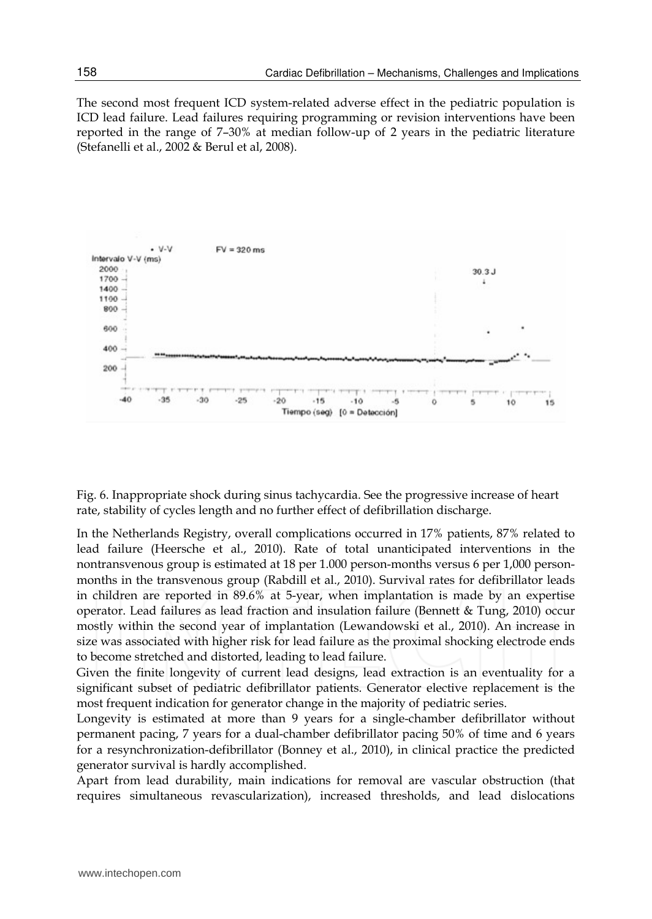The second most frequent ICD system-related adverse effect in the pediatric population is ICD lead failure. Lead failures requiring programming or revision interventions have been reported in the range of 7–30% at median follow-up of 2 years in the pediatric literature (Stefanelli et al., 2002 & Berul et al, 2008).

Fig. 6. Inappropriate shock during sinus tachycardia. See the progressive increase of heart rate, stability of cycles length and no further effect of defibrillation discharge.

In the Netherlands Registry, overall complications occurred in 17% patients, 87% related to lead failure (Heersche et al., 2010). Rate of total unanticipated interventions in the nontransvenous group is estimated at 18 per 1.000 person-months versus 6 per 1,000 person-months in the transvenous group (Rabdill et al., 2010). Survival rates for defibrillator leads in children are reported in 89.6% at 5-year, when implantation is made by an expertise operator. Lead failures as lead fraction and insulation failure (Bennett & Tung, 2010) occur mostly within the second year of implantation (Lewandowski et al., 2010). An increase in size was associated with higher risk for lead failure as the proximal shocking electrode ends to become stretched and distorted, leading to lead failure.

Given the finite longevity of current lead designs, lead extraction is an eventuality for a significant subset of pediatric defibrillator patients. Generator elective replacement is the most frequent indication for generator change in the majority of pediatric series.

Longevity is estimated at more than 9 years for a single-chamber defibrillator without permanent pacing, 7 years for a dual-chamber defibrillator pacing 50% of time and 6 years for a resynchronization-defibrillator (Bonney et al., 2010), in clinical practice the predicted generator survival is hardly accomplished.

Apart from lead durability, main indications for removal are vascular obstruction (that requires simultaneous revascularization), increased thresholds, and lead dislocations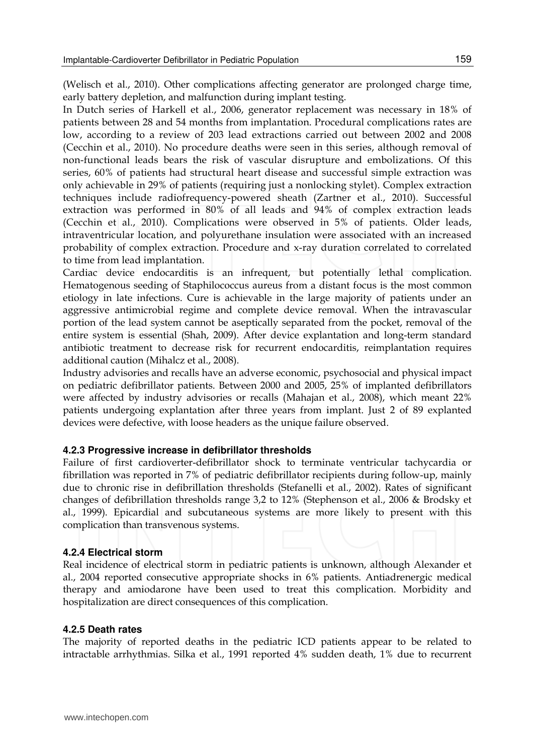(Welisch et al., 2010). Other complications affecting generator are prolonged charge time, early battery depletion, and malfunction during implant testing.

In Dutch series of Harkell et al., 2006, generator replacement was necessary in 18% of patients between 28 and 54 months from implantation. Procedural complications rates are low, according to a review of 203 lead extractions carried out between 2002 and 2008 (Cecchin et al., 2010). No procedure deaths were seen in this series, although removal of non-functional leads bears the risk of vascular disrupture and embolizations. Of this series, 60% of patients had structural heart disease and successful simple extraction was only achievable in 29% of patients (requiring just a nonlocking stylet). Complex extraction techniques include radiofrequency-powered sheath (Zartner et al., 2010). Successful extraction was performed in 80% of all leads and 94% of complex extraction leads (Cecchin et al., 2010). Complications were observed in 5% of patients. Older leads, intraventricular location, and polyurethane insulation were associated with an increased probability of complex extraction. Procedure and x-ray duration correlated to correlated to time from lead implantation.

Cardiac device endocarditis is an infrequent, but potentially lethal complication. Hematogenous seeding of Staphilococcus aureus from a distant focus is the most common etiology in late infections. Cure is achievable in the large majority of patients under an aggressive antimicrobial regime and complete device removal. When the intravascular portion of the lead system cannot be aseptically separated from the pocket, removal of the entire system is essential (Shah, 2009). After device explantation and long-term standard antibiotic treatment to decrease risk for recurrent endocarditis, reimplantation requires additional caution (Mihalcz et al., 2008).

Industry advisories and recalls have an adverse economic, psychosocial and physical impact on pediatric defibrillator patients. Between 2000 and 2005, 25% of implanted defibrillators were affected by industry advisories or recalls (Mahajan et al., 2008), which meant 22% patients undergoing explantation after three years from implant. Just 2 of 89 explanted devices were defective, with loose headers as the unique failure observed.

#### 4.2.3 Progressive increase in defibrillator thresholds

Failure of first cardioverter-defibrillator shock to terminate ventricular tachycardia or fibrillation was reported in 7% of pediatric defibrillator recipients during follow-up, mainly due to chronic rise in defibrillation thresholds (Stefanelli et al., 2002). Rates of significant changes of defibrillation thresholds range 3,2 to 12% (Stephenson et al., 2006 & Brodsky et al., 1999). Epicardial and subcutaneous systems are more likely to present with this complication than transvenous systems.

#### 4.2.4 Electrical storm

Real incidence of electrical storm in pediatric patients is unknown, although Alexander et al., 2004 reported consecutive appropriate shocks in 6% patients. Antiadrenergic medical therapy and amiodarone have been used to treat this complication. Morbidity and hospitalization are direct consequences of this complication.

#### 4.2.5 Death rates

The majority of reported deaths in the pediatric ICD patients appear to be related to intractable arrhythmias. Silka et al., 1991 reported 4% sudden death, 1% due to recurrent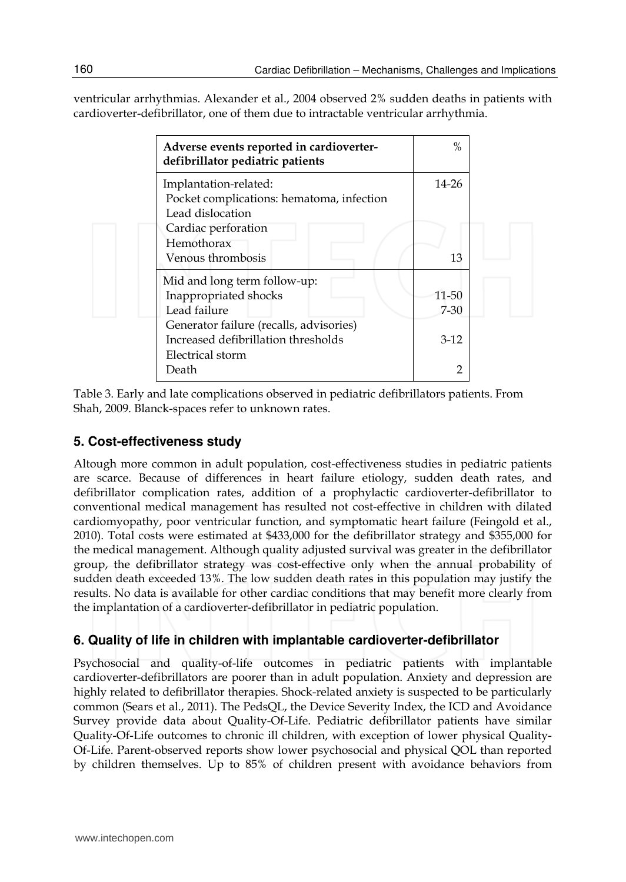ventricular arrhythmias. Alexander et al., 2004 observed 2% sudden deaths in patients with cardioverter-defibrillator, one of them due to intractable ventricular arrhythmia.

| Adverse events reported in cardioverter-defibrillator pediatric patients | % |
|---|---|
| Implantation-related: | 14-26 |
| Pocket complications: hematoma, infection | |
| Lead dislocation | |
| Cardiac perforation | |
| Hemothorax | |
| Venous thrombosis | 13 |
| Mid and long term follow-up: | |
| Inappropriated shocks | 11-50 |
| Lead failure | 7-30 |
| Generator failure (recalls, advisories) | |
| Increased defibrillation thresholds | 3-12 |
| Electrical storm | |
| Death | 2 |

Table 3. Early and late complications observed in pediatric defibrillators patients. From Shah, 2009. Blanck-spaces refer to unknown rates.

## 5. Cost-effectiveness study

Altough more common in adult population, cost-effectiveness studies in pediatric patients are scarce. Because of differences in heart failure etiology, sudden death rates, and defibrillator complication rates, addition of a prophylactic cardioverter-defibrillator to conventional medical management has resulted not cost-effective in children with dilated cardiomyopathy, poor ventricular function, and symptomatic heart failure (Feingold et al., 2010). Total costs were estimated at $433,000 for the defibrillator strategy and $355,000 for the medical management. Although quality adjusted survival was greater in the defibrillator group, the defibrillator strategy was cost-effective only when the annual probability of sudden death exceeded 13%. The low sudden death rates in this population may justify the results. No data is available for other cardiac conditions that may benefit more clearly from the implantation of a cardioverter-defibrillator in pediatric population.

## 6. Quality of life in children with implantable cardioverter-defibrillator

Psychosocial and quality-of-life outcomes in pediatric patients with implantable cardioverter-defibrillators are poorer than in adult population. Anxiety and depression are highly related to defibrillator therapies. Shock-related anxiety is suspected to be particularly common (Sears et al., 2011). The PedsQL, the Device Severity Index, the ICD and Avoidance Survey provide data about Quality-Of-Life. Pediatric defibrillator patients have similar Quality-Of-Life outcomes to chronic ill children, with exception of lower physical Quality-Of-Life. Parent-observed reports show lower psychosocial and physical QOL than reported by children themselves. Up to 85% of children present with avoidance behaviors from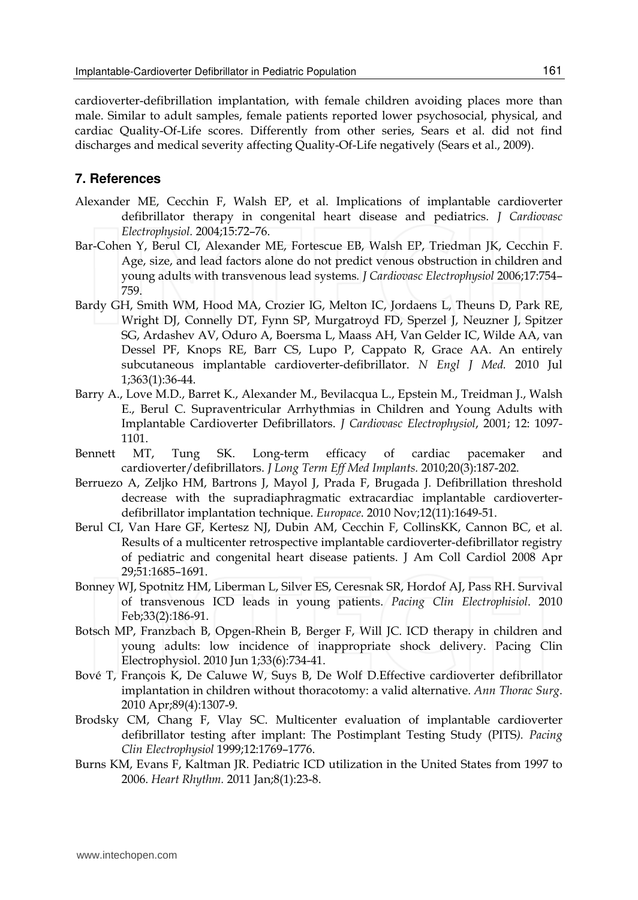cardioverter-defibrillation implantation, with female children avoiding places more than male. Similar to adult samples, female patients reported lower psychosocial, physical, and cardiac Quality-Of-Life scores. Differently from other series, Sears et al. did not find discharges and medical severity affecting Quality-Of-Life negatively (Sears et al., 2009).

## 7. References

Alexander ME, Cecchin F, Walsh EP, et al. Implications of implantable cardioverter defibrillator therapy in congenital heart disease and pediatrics. *J Cardiovasc Electrophysiol.* 2004;15:72–76.

Bar-Cohen Y, Berul CI, Alexander ME, Fortescue EB, Walsh EP, Triedman JK, Cecchin F. Age, size, and lead factors alone do not predict venous obstruction in children and young adults with transvenous lead systems*. J Cardiovasc Electrophysiol* 2006;17:754–759.

Bardy GH, Smith WM, Hood MA, Crozier IG, Melton IC, Jordaens L, Theuns D, Park RE, Wright DJ, Connelly DT, Fynn SP, Murgatroyd FD, Sperzel J, Neuzner J, Spitzer SG, Ardashev AV, Oduro A, Boersma L, Maass AH, Van Gelder IC, Wilde AA, van Dessel PF, Knops RE, Barr CS, Lupo P, Cappato R, Grace AA. An entirely subcutaneous implantable cardioverter-defibrillator. *N Engl J Med.* 2010 Jul 1;363(1):36-44.

Barry A., Love M.D., Barret K., Alexander M., Bevilacqua L., Epstein M., Treidman J., Walsh E., Berul C. Supraventricular Arrhythmias in Children and Young Adults with Implantable Cardioverter Defibrillators. *J Cardiovasc Electrophysiol*, 2001; 12: 1097-1101.

Bennett MT, Tung SK. Long-term efficacy of cardiac pacemaker and cardioverter/defibrillators. *J Long Term Eff Med Implants.* 2010;20(3):187-202.

Berruezo A, Zeljko HM, Bartrons J, Mayol J, Prada F, Brugada J. Defibrillation threshold decrease with the supradiaphragmatic extracardiac implantable cardioverter-defibrillator implantation technique. *Europace*. 2010 Nov;12(11):1649-51.

Berul CI, Van Hare GF, Kertesz NJ, Dubin AM, Cecchin F, CollinsKK, Cannon BC, et al. Results of a multicenter retrospective implantable cardioverter-defibrillator registry of pediatric and congenital heart disease patients. J Am Coll Cardiol 2008 Apr 29;51:1685–1691.

Bonney WJ, Spotnitz HM, Liberman L, Silver ES, Ceresnak SR, Hordof AJ, Pass RH. Survival of transvenous ICD leads in young patients. *Pacing Clin Electrophisiol*. 2010 Feb;33(2):186-91.

Botsch MP, Franzbach B, Opgen-Rhein B, Berger F, Will JC. ICD therapy in children and young adults: low incidence of inappropriate shock delivery. Pacing Clin Electrophysiol. 2010 Jun 1;33(6):734-41.

Bové T, François K, De Caluwe W, Suys B, De Wolf D.Effective cardioverter defibrillator implantation in children without thoracotomy: a valid alternative. *Ann Thorac Surg*. 2010 Apr;89(4):1307-9.

Brodsky CM, Chang F, Vlay SC. Multicenter evaluation of implantable cardioverter defibrillator testing after implant: The Postimplant Testing Study (PITS*). Pacing Clin Electrophysiol* 1999;12:1769–1776.

Burns KM, Evans F, Kaltman JR. Pediatric ICD utilization in the United States from 1997 to 2006. *Heart Rhythm.* 2011 Jan;8(1):23-8.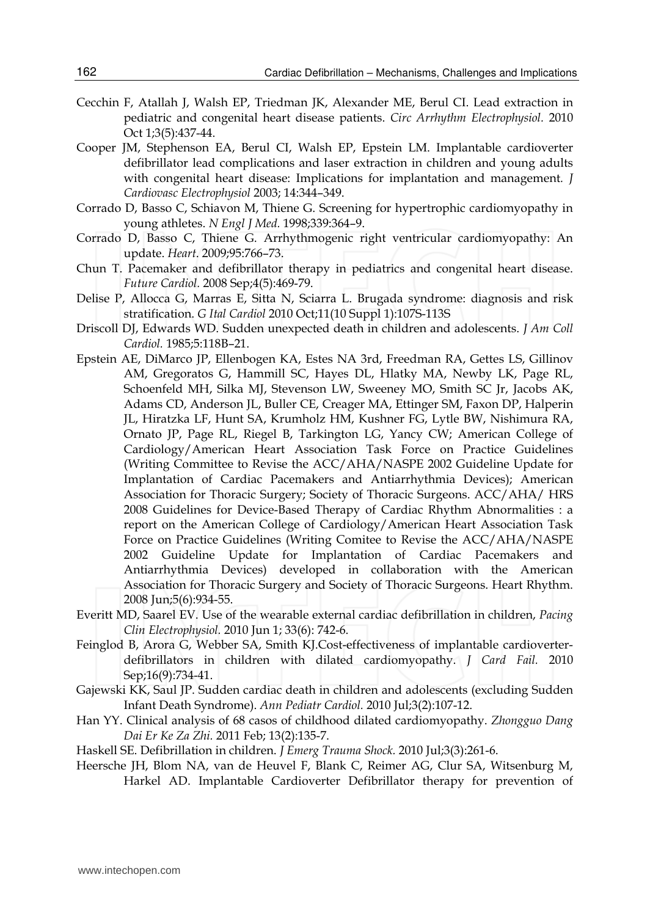Cecchin F, Atallah J, Walsh EP, Triedman JK, Alexander ME, Berul CI. Lead extraction in pediatric and congenital heart disease patients. *Circ Arrhythm Electrophysiol.* 2010 Oct 1;3(5):437-44.

Cooper JM, Stephenson EA, Berul CI, Walsh EP, Epstein LM. Implantable cardioverter defibrillator lead complications and laser extraction in children and young adults with congenital heart disease: Implications for implantation and management. *J Cardiovasc Electrophysiol* 2003; 14:344–349.

Corrado D, Basso C, Schiavon M, Thiene G. Screening for hypertrophic cardiomyopathy in young athletes. *N Engl J Med.* 1998;339:364–9.

Corrado D, Basso C, Thiene G. Arrhythmogenic right ventricular cardiomyopathy: An update. *Heart*. 2009;95:766–73.

Chun T. Pacemaker and defibrillator therapy in pediatrics and congenital heart disease. *Future Cardiol.* 2008 Sep;4(5):469-79.

Delise P, Allocca G, Marras E, Sitta N, Sciarra L. Brugada syndrome: diagnosis and risk stratification. *G Ital Cardiol* 2010 Oct;11(10 Suppl 1):107S-113S

Driscoll DJ, Edwards WD. Sudden unexpected death in children and adolescents. *J Am Coll Cardiol.* 1985;5:118B–21.

Epstein AE, DiMarco JP, Ellenbogen KA, Estes NA 3rd, Freedman RA, Gettes LS, Gillinov AM, Gregoratos G, Hammill SC, Hayes DL, Hlatky MA, Newby LK, Page RL, Schoenfeld MH, Silka MJ, Stevenson LW, Sweeney MO, Smith SC Jr, Jacobs AK, Adams CD, Anderson JL, Buller CE, Creager MA, Ettinger SM, Faxon DP, Halperin JL, Hiratzka LF, Hunt SA, Krumholz HM, Kushner FG, Lytle BW, Nishimura RA, Ornato JP, Page RL, Riegel B, Tarkington LG, Yancy CW; American College of Cardiology/American Heart Association Task Force on Practice Guidelines (Writing Committee to Revise the ACC/AHA/NASPE 2002 Guideline Update for Implantation of Cardiac Pacemakers and Antiarrhythmia Devices); American Association for Thoracic Surgery; Society of Thoracic Surgeons. ACC/AHA/ HRS 2008 Guidelines for Device-Based Therapy of Cardiac Rhythm Abnormalities : a report on the American College of Cardiology/American Heart Association Task Force on Practice Guidelines (Writing Comitee to Revise the ACC/AHA/NASPE 2002 Guideline Update for Implantation of Cardiac Pacemakers and Antiarrhythmia Devices) developed in collaboration with the American Association for Thoracic Surgery and Society of Thoracic Surgeons. Heart Rhythm. 2008 Jun;5(6):934-55.

Everitt MD, Saarel EV. Use of the wearable external cardiac defibrillation in children, *Pacing Clin Electrophysiol.* 2010 Jun 1; 33(6): 742-6.

Feinglod B, Arora G, Webber SA, Smith KJ.Cost-effectiveness of implantable cardioverter-defibrillators in children with dilated cardiomyopathy. *J Card Fail.* 2010 Sep;16(9):734-41.

Gajewski KK, Saul JP. Sudden cardiac death in children and adolescents (excluding Sudden Infant Death Syndrome). *Ann Pediatr Cardiol.* 2010 Jul;3(2):107-12.

Han YY. Clinical analysis of 68 casos of childhood dilated cardiomyopathy. *Zhongguo Dang Dai Er Ke Za Zhi.* 2011 Feb; 13(2):135-7.

Haskell SE. Defibrillation in children. *J Emerg Trauma Shock.* 2010 Jul;3(3):261-6.

Heersche JH, Blom NA, van de Heuvel F, Blank C, Reimer AG, Clur SA, Witsenburg M, Harkel AD. Implantable Cardioverter Defibrillator therapy for prevention of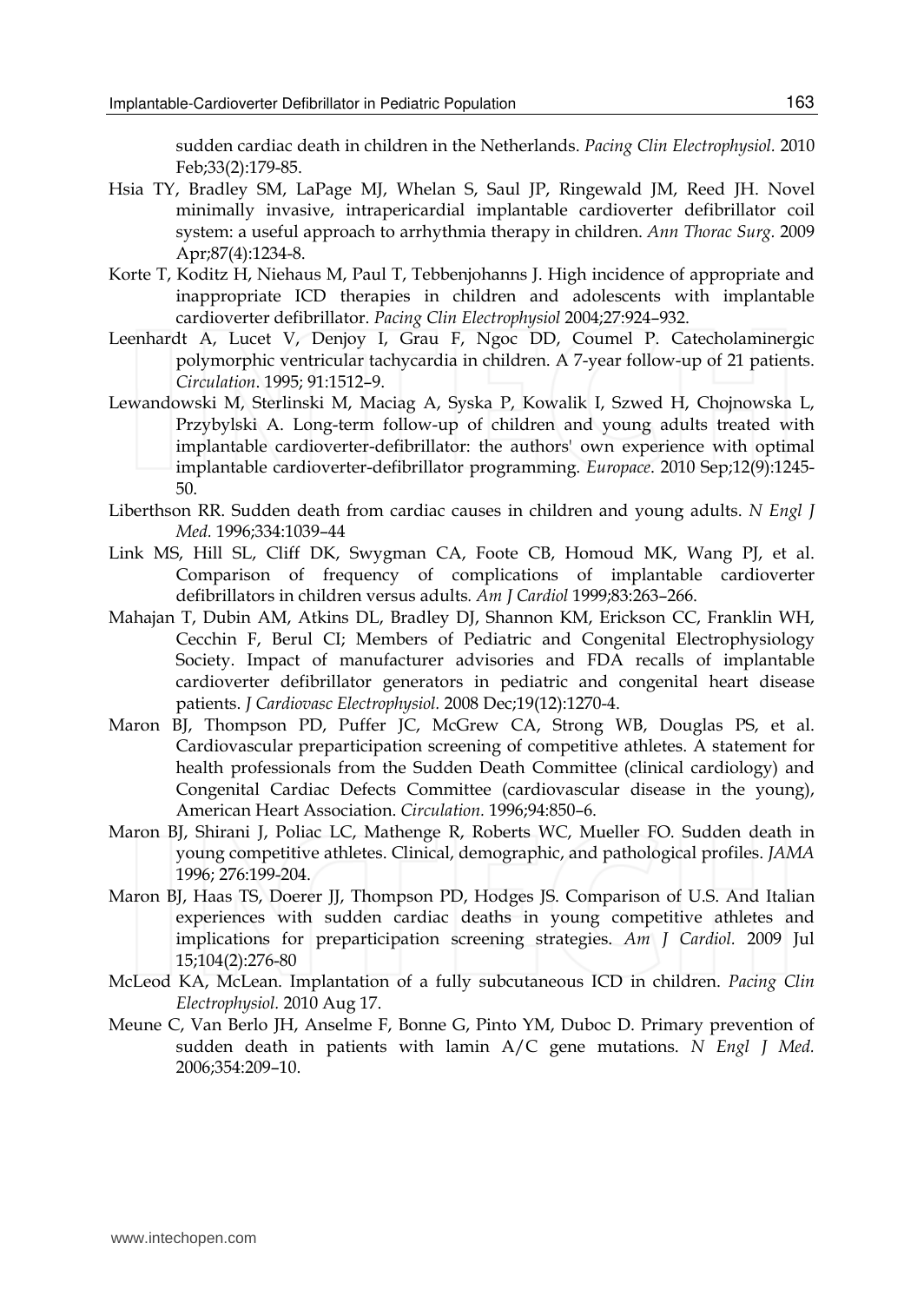sudden cardiac death in children in the Netherlands. *Pacing Clin Electrophysiol.* 2010 Feb;33(2):179-85.

Hsia TY, Bradley SM, LaPage MJ, Whelan S, Saul JP, Ringewald JM, Reed JH. Novel minimally invasive, intrapericardial implantable cardioverter defibrillator coil system: a useful approach to arrhythmia therapy in children. *Ann Thorac Surg.* 2009 Apr;87(4):1234-8.

Korte T, Koditz H, Niehaus M, Paul T, Tebbenjohanns J. High incidence of appropriate and inappropriate ICD therapies in children and adolescents with implantable cardioverter defibrillator. *Pacing Clin Electrophysiol* 2004;27:924–932.

Leenhardt A, Lucet V, Denjoy I, Grau F, Ngoc DD, Coumel P. Catecholaminergic polymorphic ventricular tachycardia in children. A 7-year follow-up of 21 patients. *Circulation*. 1995; 91:1512–9.

Lewandowski M, Sterlinski M, Maciag A, Syska P, Kowalik I, Szwed H, Chojnowska L, Przybylski A. Long-term follow-up of children and young adults treated with implantable cardioverter-defibrillator: the authors' own experience with optimal implantable cardioverter-defibrillator programming. *Europace*. 2010 Sep;12(9):1245-50.

Liberthson RR. Sudden death from cardiac causes in children and young adults. *N Engl J Med.* 1996;334:1039–44

Link MS, Hill SL, Cliff DK, Swygman CA, Foote CB, Homoud MK, Wang PJ, et al. Comparison of frequency of complications of implantable cardioverter defibrillators in children versus adults. *Am J Cardiol* 1999;83:263–266.

Mahajan T, Dubin AM, Atkins DL, Bradley DJ, Shannon KM, Erickson CC, Franklin WH, Cecchin F, Berul CI; Members of Pediatric and Congenital Electrophysiology Society. Impact of manufacturer advisories and FDA recalls of implantable cardioverter defibrillator generators in pediatric and congenital heart disease patients. *J Cardiovasc Electrophysiol.* 2008 Dec;19(12):1270-4.

Maron BJ, Thompson PD, Puffer JC, McGrew CA, Strong WB, Douglas PS, et al. Cardiovascular preparticipation screening of competitive athletes. A statement for health professionals from the Sudden Death Committee (clinical cardiology) and Congenital Cardiac Defects Committee (cardiovascular disease in the young), American Heart Association. *Circulation.* 1996;94:850–6.

Maron BJ, Shirani J, Poliac LC, Mathenge R, Roberts WC, Mueller FO. Sudden death in young competitive athletes. Clinical, demographic, and pathological profiles. *JAMA* 1996; 276:199-204.

Maron BJ, Haas TS, Doerer JJ, Thompson PD, Hodges JS. Comparison of U.S. And Italian experiences with sudden cardiac deaths in young competitive athletes and implications for preparticipation screening strategies. *Am J Cardiol.* 2009 Jul 15;104(2):276-80

McLeod KA, McLean. Implantation of a fully subcutaneous ICD in children. *Pacing Clin Electrophysiol.* 2010 Aug 17.

Meune C, Van Berlo JH, Anselme F, Bonne G, Pinto YM, Duboc D. Primary prevention of sudden death in patients with lamin A/C gene mutations. *N Engl J Med.* 2006;354:209–10.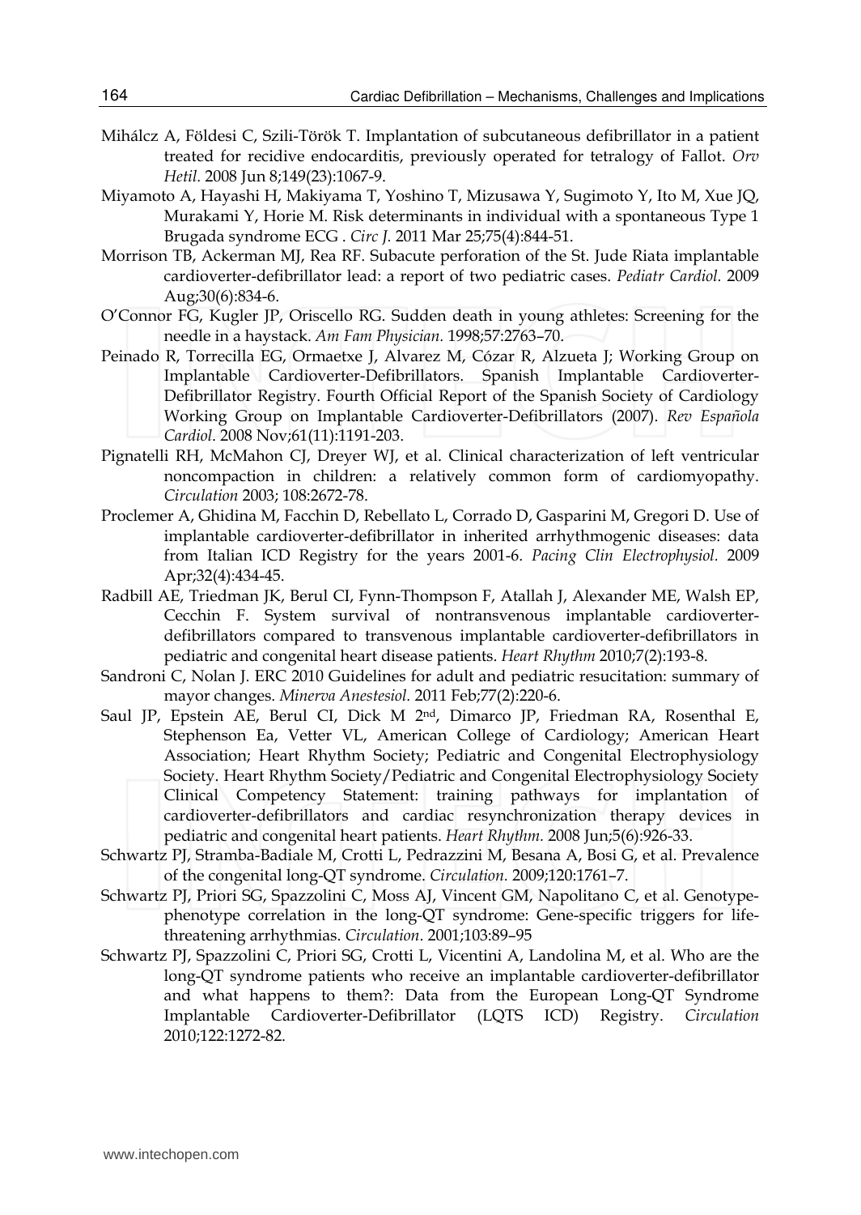Mihálcz A, Földesi C, Szili-Török T. Implantation of subcutaneous defibrillator in a patient treated for recidive endocarditis, previously operated for tetralogy of Fallot. *Orv Hetil.* 2008 Jun 8;149(23):1067-9.

Miyamoto A, Hayashi H, Makiyama T, Yoshino T, Mizusawa Y, Sugimoto Y, Ito M, Xue JQ, Murakami Y, Horie M. Risk determinants in individual with a spontaneous Type 1 Brugada syndrome ECG . *Circ J.* 2011 Mar 25;75(4):844-51.

Morrison TB, Ackerman MJ, Rea RF. Subacute perforation of the St. Jude Riata implantable cardioverter-defibrillator lead: a report of two pediatric cases. *Pediatr Cardiol.* 2009 Aug;30(6):834-6.

O'Connor FG, Kugler JP, Oriscello RG. Sudden death in young athletes: Screening for the needle in a haystack. *Am Fam Physician.* 1998;57:2763–70.

Peinado R, Torrecilla EG, Ormaetxe J, Alvarez M, Cózar R, Alzueta J; Working Group on Implantable Cardioverter-Defibrillators. Spanish Implantable Cardioverter-Defibrillator Registry. Fourth Official Report of the Spanish Society of Cardiology Working Group on Implantable Cardioverter-Defibrillators (2007). *Rev Española Cardiol.* 2008 Nov;61(11):1191-203.

Pignatelli RH, McMahon CJ, Dreyer WJ, et al. Clinical characterization of left ventricular noncompaction in children: a relatively common form of cardiomyopathy. *Circulation* 2003; 108:2672-78.

Proclemer A, Ghidina M, Facchin D, Rebellato L, Corrado D, Gasparini M, Gregori D. Use of implantable cardioverter-defibrillator in inherited arrhythmogenic diseases: data from Italian ICD Registry for the years 2001-6. *Pacing Clin Electrophysiol.* 2009 Apr;32(4):434-45.

Radbill AE, Triedman JK, Berul CI, Fynn-Thompson F, Atallah J, Alexander ME, Walsh EP, Cecchin F. System survival of nontransvenous implantable cardioverter-defibrillators compared to transvenous implantable cardioverter-defibrillators in pediatric and congenital heart disease patients. *Heart Rhythm* 2010;7(2):193-8.

Sandroni C, Nolan J. ERC 2010 Guidelines for adult and pediatric resuscitation: summary of mayor changes. *Minerva Anestesiol.* 2011 Feb;77(2):220-6.

Saul JP, Epstein AE, Berul CI, Dick M 2nd, Dimarco JP, Friedman RA, Rosenthal E, Stephenson Ea, Vetter VL, American College of Cardiology; American Heart Association; Heart Rhythm Society; Pediatric and Congenital Electrophysiology Society. Heart Rhythm Society/Pediatric and Congenital Electrophysiology Society Clinical Competency Statement: training pathways for implantation of cardioverter-defibrillators and cardiac resynchronization therapy devices in pediatric and congenital heart patients. *Heart Rhythm.* 2008 Jun;5(6):926-33.

Schwartz PJ, Stramba-Badiale M, Crotti L, Pedrazzini M, Besana A, Bosi G, et al. Prevalence of the congenital long-QT syndrome. *Circulation.* 2009;120:1761–7.

Schwartz PJ, Priori SG, Spazzolini C, Moss AJ, Vincent GM, Napolitano C, et al. Genotype-phenotype correlation in the long-QT syndrome: Gene-specific triggers for life-threatening arrhythmias. *Circulation.* 2001;103:89–95

Schwartz PJ, Spazzolini C, Priori SG, Crotti L, Vicentini A, Landolina M, et al. Who are the long-QT syndrome patients who receive an implantable cardioverter-defibrillator and what happens to them?: Data from the European Long-QT Syndrome Implantable Cardioverter-Defibrillator (LQTS ICD) Registry. *Circulation* 2010;122:1272-82.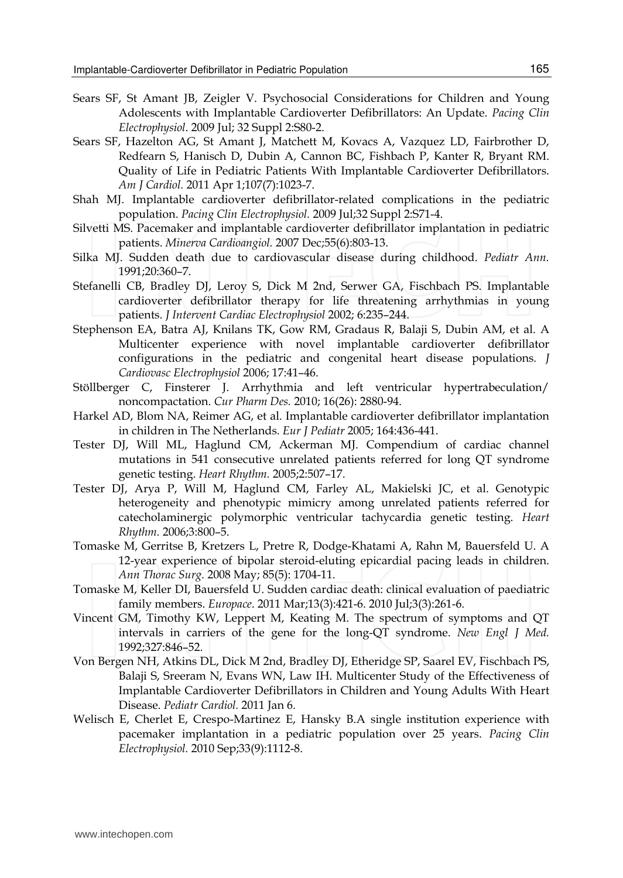Sears SF, St Amant JB, Zeigler V. Psychosocial Considerations for Children and Young Adolescents with Implantable Cardioverter Defibrillators: An Update. *Pacing Clin Electrophysiol*. 2009 Jul; 32 Suppl 2:S80-2.

Sears SF, Hazelton AG, St Amant J, Matchett M, Kovacs A, Vazquez LD, Fairbrother D, Redfearn S, Hanisch D, Dubin A, Cannon BC, Fishbach P, Kanter R, Bryant RM. Quality of Life in Pediatric Patients With Implantable Cardioverter Defibrillators. *Am J Cardiol.* 2011 Apr 1;107(7):1023-7.

Shah MJ. Implantable cardioverter defibrillator-related complications in the pediatric population. *Pacing Clin Electrophysiol.* 2009 Jul;32 Suppl 2:S71-4.

Silvetti MS. Pacemaker and implantable cardioverter defibrillator implantation in pediatric patients. *Minerva Cardioangiol.* 2007 Dec;55(6):803-13.

Silka MJ. Sudden death due to cardiovascular disease during childhood. *Pediatr Ann.* 1991;20:360–7.

Stefanelli CB, Bradley DJ, Leroy S, Dick M 2nd, Serwer GA, Fischbach PS. Implantable cardioverter defibrillator therapy for life threatening arrhythmias in young patients. *J Intervent Cardiac Electrophysiol* 2002; 6:235–244.

Stephenson EA, Batra AJ, Knilans TK, Gow RM, Gradaus R, Balaji S, Dubin AM, et al. A Multicenter experience with novel implantable cardioverter defibrillator configurations in the pediatric and congenital heart disease populations. *J Cardiovasc Electrophysiol* 2006; 17:41–46.

Stöllberger C, Finsterer J. Arrhythmia and left ventricular hypertrabeculation/ noncompactation. *Cur Pharm Des.* 2010; 16(26): 2880-94.

Harkel AD, Blom NA, Reimer AG, et al. Implantable cardioverter defibrillator implantation in children in The Netherlands. *Eur J Pediatr* 2005; 164:436-441.

Tester DJ, Will ML, Haglund CM, Ackerman MJ. Compendium of cardiac channel mutations in 541 consecutive unrelated patients referred for long QT syndrome genetic testing. *Heart Rhythm.* 2005;2:507–17.

Tester DJ, Arya P, Will M, Haglund CM, Farley AL, Makielski JC, et al. Genotypic heterogeneity and phenotypic mimicry among unrelated patients referred for catecholaminergic polymorphic ventricular tachycardia genetic testing. *Heart Rhythm.* 2006;3:800–5.

Tomaske M, Gerritse B, Kretzers L, Pretre R, Dodge-Khatami A, Rahn M, Bauersfeld U. A 12-year experience of bipolar steroid-eluting epicardial pacing leads in children. *Ann Thorac Surg.* 2008 May; 85(5): 1704-11.

Tomaske M, Keller DI, Bauersfeld U. Sudden cardiac death: clinical evaluation of paediatric family members. *Europace*. 2011 Mar;13(3):421-6. 2010 Jul;3(3):261-6.

Vincent GM, Timothy KW, Leppert M, Keating M. The spectrum of symptoms and QT intervals in carriers of the gene for the long-QT syndrome. *New Engl J Med.* 1992;327:846–52.

Von Bergen NH, Atkins DL, Dick M 2nd, Bradley DJ, Etheridge SP, Saarel EV, Fischbach PS, Balaji S, Sreeram N, Evans WN, Law IH. Multicenter Study of the Effectiveness of Implantable Cardioverter Defibrillators in Children and Young Adults With Heart Disease. *Pediatr Cardiol.* 2011 Jan 6.

Welisch E, Cherlet E, Crespo-Martinez E, Hansky B.A single institution experience with pacemaker implantation in a pediatric population over 25 years. *Pacing Clin Electrophysiol.* 2010 Sep;33(9):1112-8.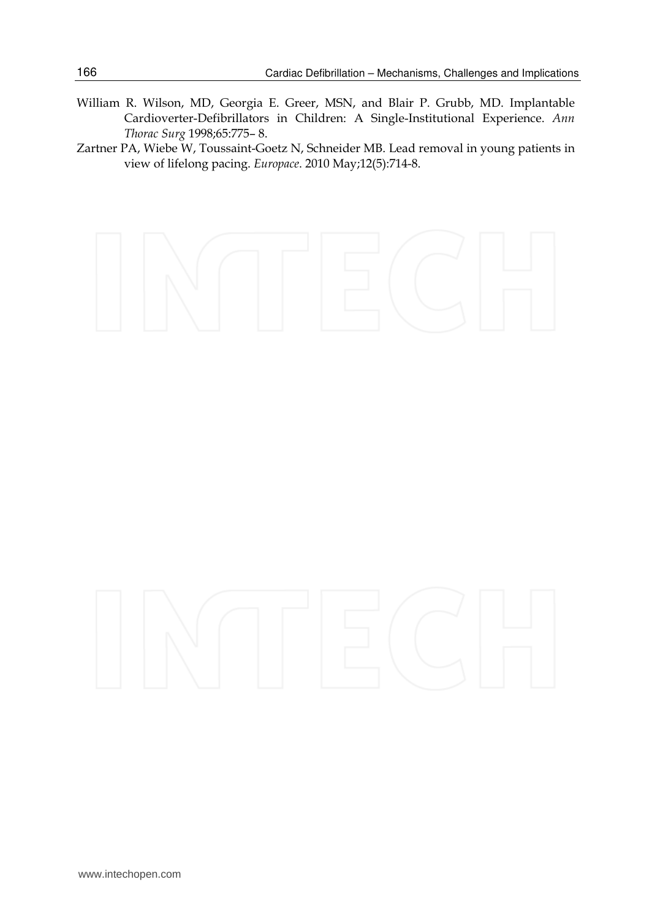William R. Wilson, MD, Georgia E. Greer, MSN, and Blair P. Grubb, MD. Implantable Cardioverter-Defibrillators in Children: A Single-Institutional Experience. *Ann Thorac Surg* 1998;65:775– 8.

Zartner PA, Wiebe W, Toussaint-Goetz N, Schneider MB. Lead removal in young patients in view of lifelong pacing. *Europace*. 2010 May;12(5):714-8.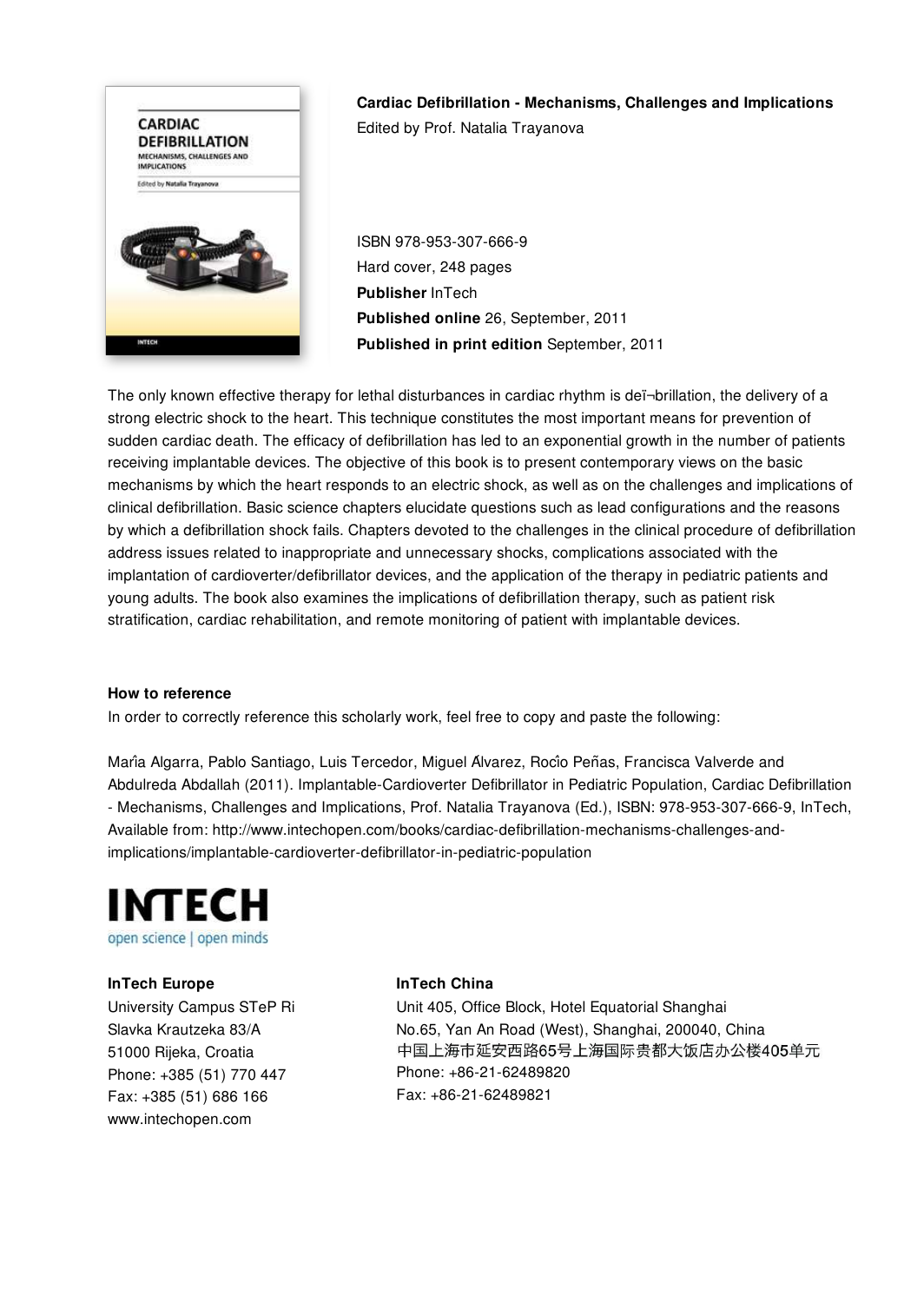**Cardiac Defibrillation - Mechanisms, Challenges and Implications**
Edited by Prof. Natalia Trayanova

ISBN 978-953-307-666-9
Hard cover, 248 pages
**Publisher** InTech
**Published online** 26, September, 2011
**Published in print edition** September, 2011

The only known effective therapy for lethal disturbances in cardiac rhythm is deï¬brillation, the delivery of a strong electric shock to the heart. This technique constitutes the most important means for prevention of sudden cardiac death. The efficacy of defibrillation has led to an exponential growth in the number of patients receiving implantable devices. The objective of this book is to present contemporary views on the basic mechanisms by which the heart responds to an electric shock, as well as on the challenges and implications of clinical defibrillation. Basic science chapters elucidate questions such as lead configurations and the reasons by which a defibrillation shock fails. Chapters devoted to the challenges in the clinical procedure of defibrillation address issues related to inappropriate and unnecessary shocks, complications associated with the implantation of cardioverter/defibrillator devices, and the application of the therapy in pediatric patients and young adults. The book also examines the implications of defibrillation therapy, such as patient risk stratification, cardiac rehabilitation, and remote monitoring of patient with implantable devices.

**How to reference**

In order to correctly reference this scholarly work, feel free to copy and paste the following:

María Algarra, Pablo Santiago, Luis Tercedor, Miguel Álvarez, Rocío Peñas, Francisca Valverde and Abdulreda Abdallah (2011). Implantable-Cardioverter Defibrillator in Pediatric Population, Cardiac Defibrillation - Mechanisms, Challenges and Implications, Prof. Natalia Trayanova (Ed.), ISBN: 978-953-307-666-9, InTech, Available from: http://www.intechopen.com/books/cardiac-defibrillation-mechanisms-challenges-and-implications/implantable-cardioverter-defibrillator-in-pediatric-population

**INTECH**
open science | open minds

**InTech Europe**
University Campus STeP Ri
Slavka Krautzeka 83/A
51000 Rijeka, Croatia
Phone: +385 (51) 770 447
Fax: +385 (51) 686 166
www.intechopen.com

**InTech China**
Unit 405, Office Block, Hotel Equatorial Shanghai
No.65, Yan An Road (West), Shanghai, 200040, China
中国上海市延安西路65号上海国际贵都大饭店办公楼405单元
Phone: +86-21-62489820
Fax: +86-21-62489821